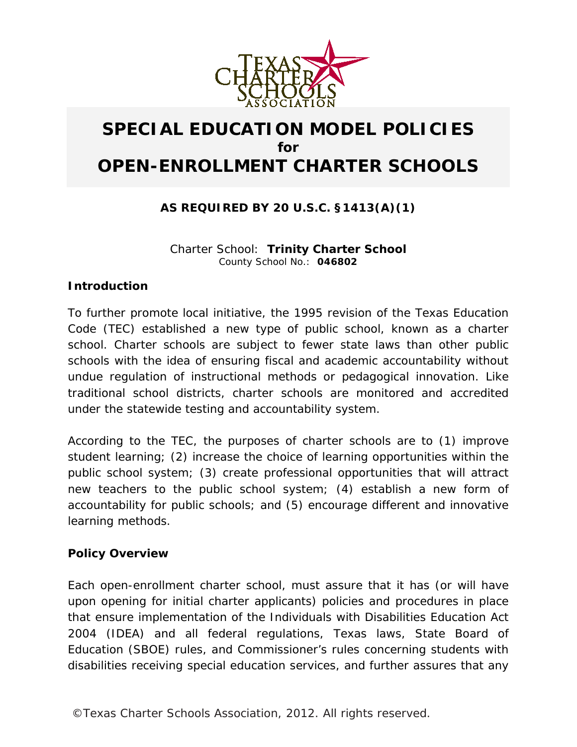# SPECIAL EDUCATION MODEL POLICIES
**for**
# OPEN-ENROLLMENT CHARTER SCHOOLS

**AS REQUIRED BY 20 U.S.C. §1413(A)(1)**

Charter School: **Trinity Charter School**
County School No.: **046802**

### Introduction

To further promote local initiative, the 1995 revision of the Texas Education Code (TEC) established a new type of public school, known as a charter school. Charter schools are subject to fewer state laws than other public schools with the idea of ensuring fiscal and academic accountability without undue regulation of instructional methods or pedagogical innovation. Like traditional school districts, charter schools are monitored and accredited under the statewide testing and accountability system.

According to the TEC, the purposes of charter schools are to (1) improve student learning; (2) increase the choice of learning opportunities within the public school system; (3) create professional opportunities that will attract new teachers to the public school system; (4) establish a new form of accountability for public schools; and (5) encourage different and innovative learning methods.

### Policy Overview

Each open-enrollment charter school, must assure that it has (or will have upon opening for initial charter applicants) policies and procedures in place that ensure implementation of the Individuals with Disabilities Education Act 2004 (IDEA) and all federal regulations, Texas laws, State Board of Education (SBOE) rules, and Commissioner's rules concerning students with disabilities receiving special education services, and further assures that any

©Texas Charter Schools Association, 2012. All rights reserved.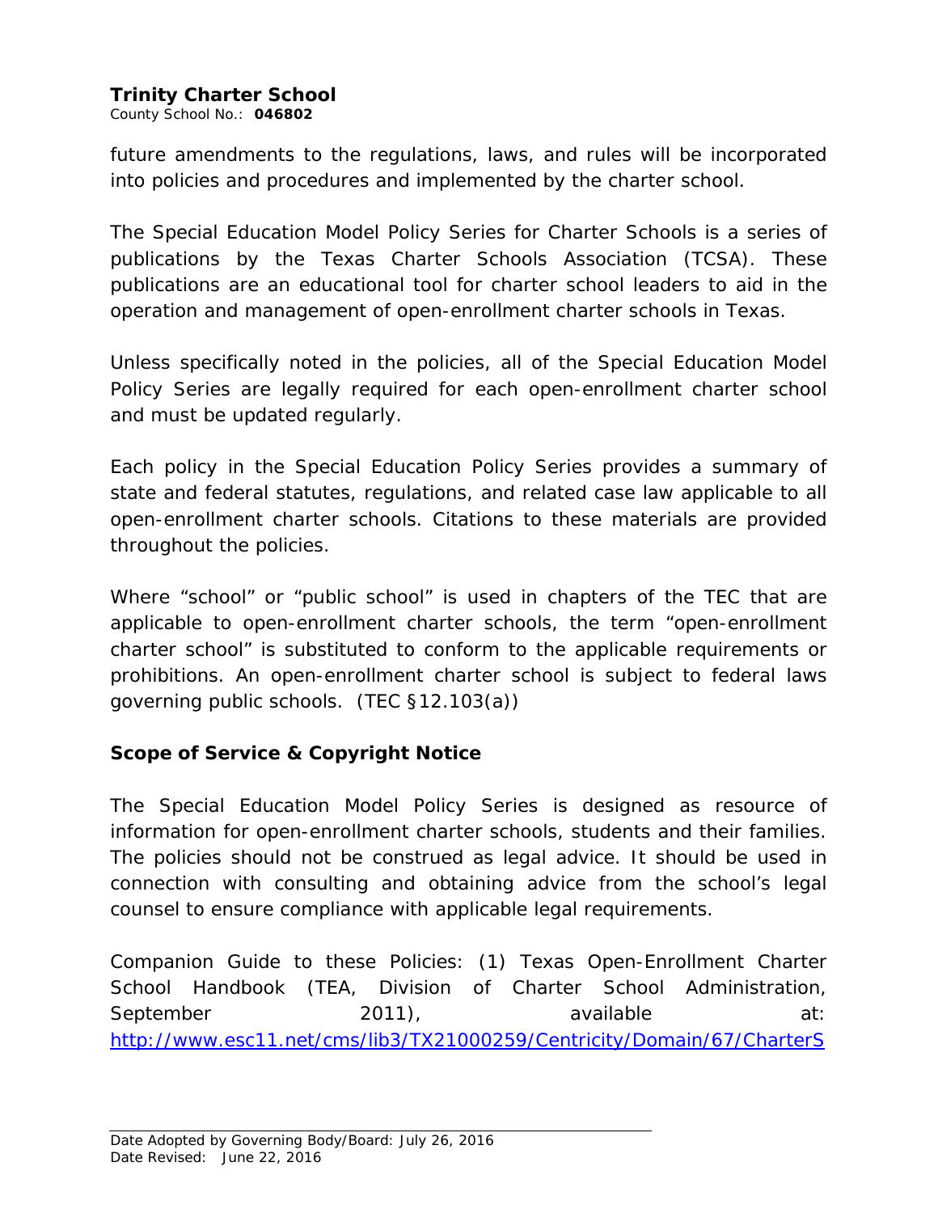future amendments to the regulations, laws, and rules will be incorporated into policies and procedures and implemented by the charter school.

The Special Education Model Policy Series for Charter Schools is a series of publications by the Texas Charter Schools Association (TCSA). These publications are an educational tool for charter school leaders to aid in the operation and management of open-enrollment charter schools in Texas.

Unless specifically noted in the policies, all of the Special Education Model Policy Series are legally required for each open-enrollment charter school and must be updated regularly.

Each policy in the Special Education Policy Series provides a summary of state and federal statutes, regulations, and related case law applicable to all open-enrollment charter schools. Citations to these materials are provided throughout the policies.

Where "school" or "public school" is used in chapters of the TEC that are applicable to open-enrollment charter schools, the term "open-enrollment charter school" is substituted to conform to the applicable requirements or prohibitions. An open-enrollment charter school is subject to federal laws governing public schools. (TEC §12.103(a))

**Scope of Service & Copyright Notice**

The Special Education Model Policy Series is designed as resource of information for open-enrollment charter schools, students and their families. The policies should not be construed as legal advice. It should be used in connection with consulting and obtaining advice from the school's legal counsel to ensure compliance with applicable legal requirements.

Companion Guide to these Policies: (1) Texas Open-Enrollment Charter School Handbook (TEA, Division of Charter School Administration, September 2011), available at: http://www.esc11.net/cms/lib3/TX21000259/Centricity/Domain/67/CharterS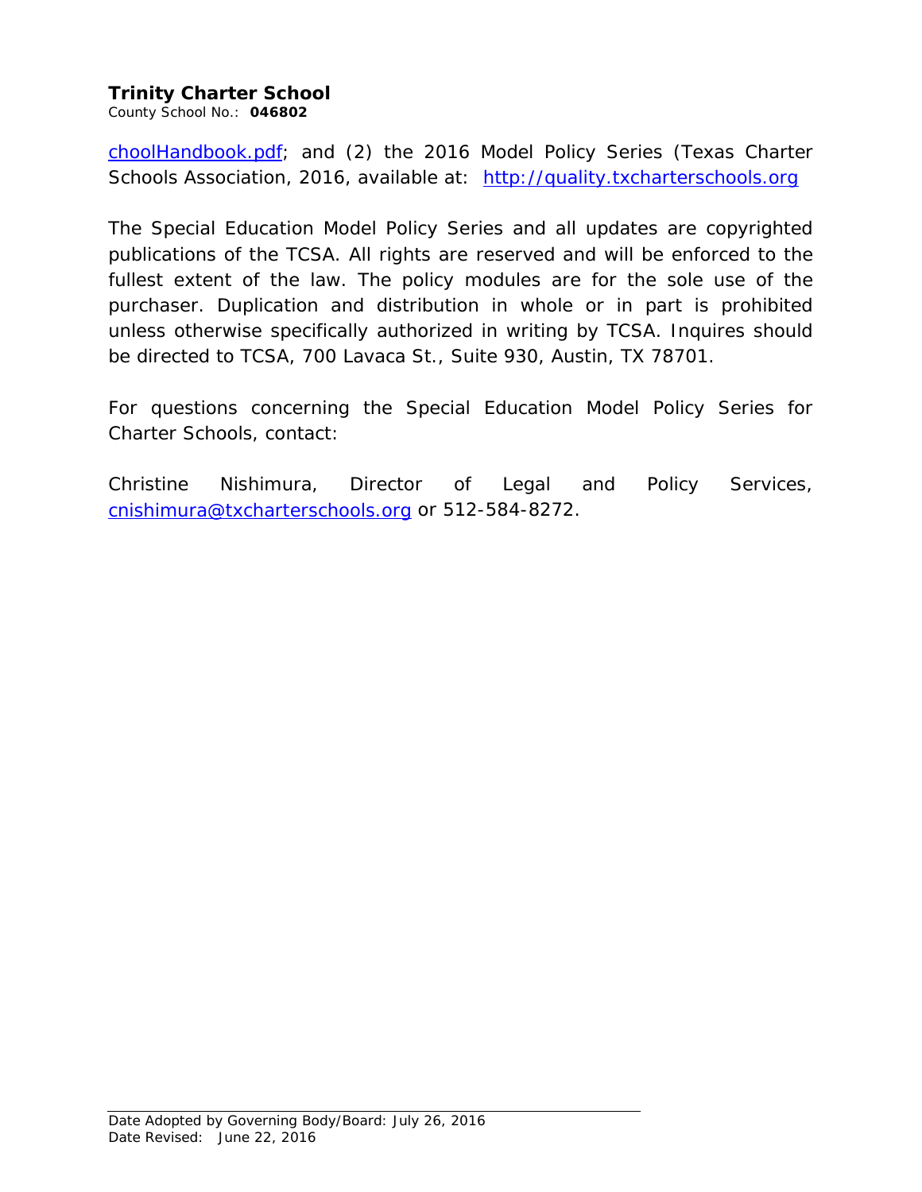choolHandbook.pdf; and (2) the 2016 Model Policy Series (Texas Charter Schools Association, 2016, available at: http://quality.txcharterschools.org

The Special Education Model Policy Series and all updates are copyrighted publications of the TCSA. All rights are reserved and will be enforced to the fullest extent of the law. The policy modules are for the sole use of the purchaser. Duplication and distribution in whole or in part is prohibited unless otherwise specifically authorized in writing by TCSA. Inquires should be directed to TCSA, 700 Lavaca St., Suite 930, Austin, TX 78701.

For questions concerning the Special Education Model Policy Series for Charter Schools, contact:

Christine Nishimura, Director of Legal and Policy Services, cnishimura@txcharterschools.org or 512-584-8272.